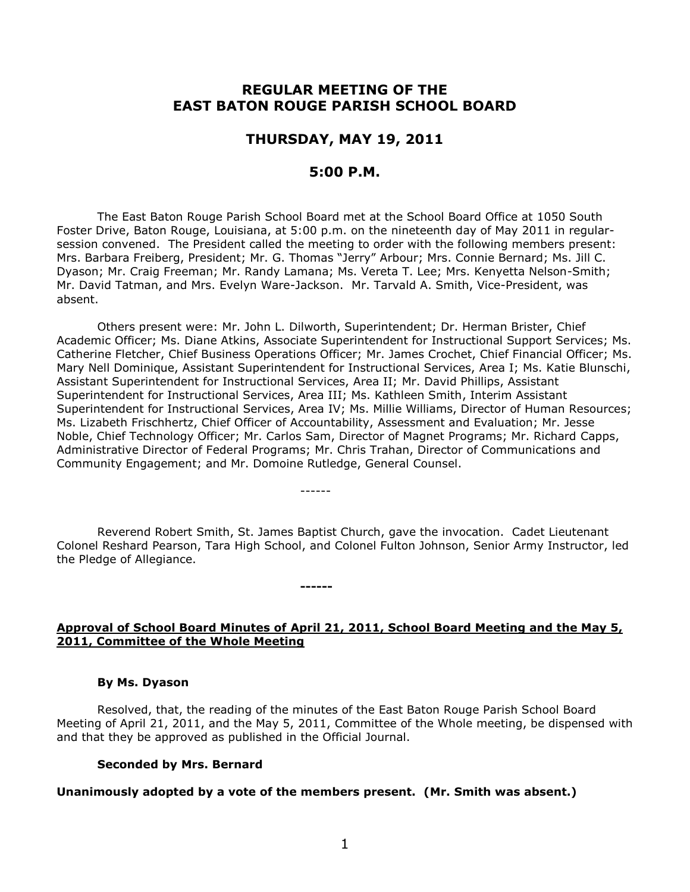# REGULAR MEETING OF THE EAST BATON ROUGE PARISH SCHOOL BOARD

## THURSDAY, MAY 19, 2011

## 5:00 P.M.

The East Baton Rouge Parish School Board met at the School Board Office at 1050 South Foster Drive, Baton Rouge, Louisiana, at 5:00 p.m. on the nineteenth day of May 2011 in regular-session convened. The President called the meeting to order with the following members present: Mrs. Barbara Freiberg, President; Mr. G. Thomas "Jerry" Arbour; Mrs. Connie Bernard; Ms. Jill C. Dyason; Mr. Craig Freeman; Mr. Randy Lamana; Ms. Vereta T. Lee; Mrs. Kenyetta Nelson-Smith; Mr. David Tatman, and Mrs. Evelyn Ware-Jackson. Mr. Tarvald A. Smith, Vice-President, was absent.

Others present were: Mr. John L. Dilworth, Superintendent; Dr. Herman Brister, Chief Academic Officer; Ms. Diane Atkins, Associate Superintendent for Instructional Support Services; Ms. Catherine Fletcher, Chief Business Operations Officer; Mr. James Crochet, Chief Financial Officer; Ms. Mary Nell Dominique, Assistant Superintendent for Instructional Services, Area I; Ms. Katie Blunschi, Assistant Superintendent for Instructional Services, Area II; Mr. David Phillips, Assistant Superintendent for Instructional Services, Area III; Ms. Kathleen Smith, Interim Assistant Superintendent for Instructional Services, Area IV; Ms. Millie Williams, Director of Human Resources; Ms. Lizabeth Frischhertz, Chief Officer of Accountability, Assessment and Evaluation; Mr. Jesse Noble, Chief Technology Officer; Mr. Carlos Sam, Director of Magnet Programs; Mr. Richard Capps, Administrative Director of Federal Programs; Mr. Chris Trahan, Director of Communications and Community Engagement; and Mr. Domoine Rutledge, General Counsel.

------

Reverend Robert Smith, St. James Baptist Church, gave the invocation. Cadet Lieutenant Colonel Reshard Pearson, Tara High School, and Colonel Fulton Johnson, Senior Army Instructor, led the Pledge of Allegiance.

**------**

**Approval of School Board Minutes of April 21, 2011, School Board Meeting and the May 5, 2011, Committee of the Whole Meeting**

**By Ms. Dyason**

Resolved, that, the reading of the minutes of the East Baton Rouge Parish School Board Meeting of April 21, 2011, and the May 5, 2011, Committee of the Whole meeting, be dispensed with and that they be approved as published in the Official Journal.

**Seconded by Mrs. Bernard**

**Unanimously adopted by a vote of the members present. (Mr. Smith was absent.)**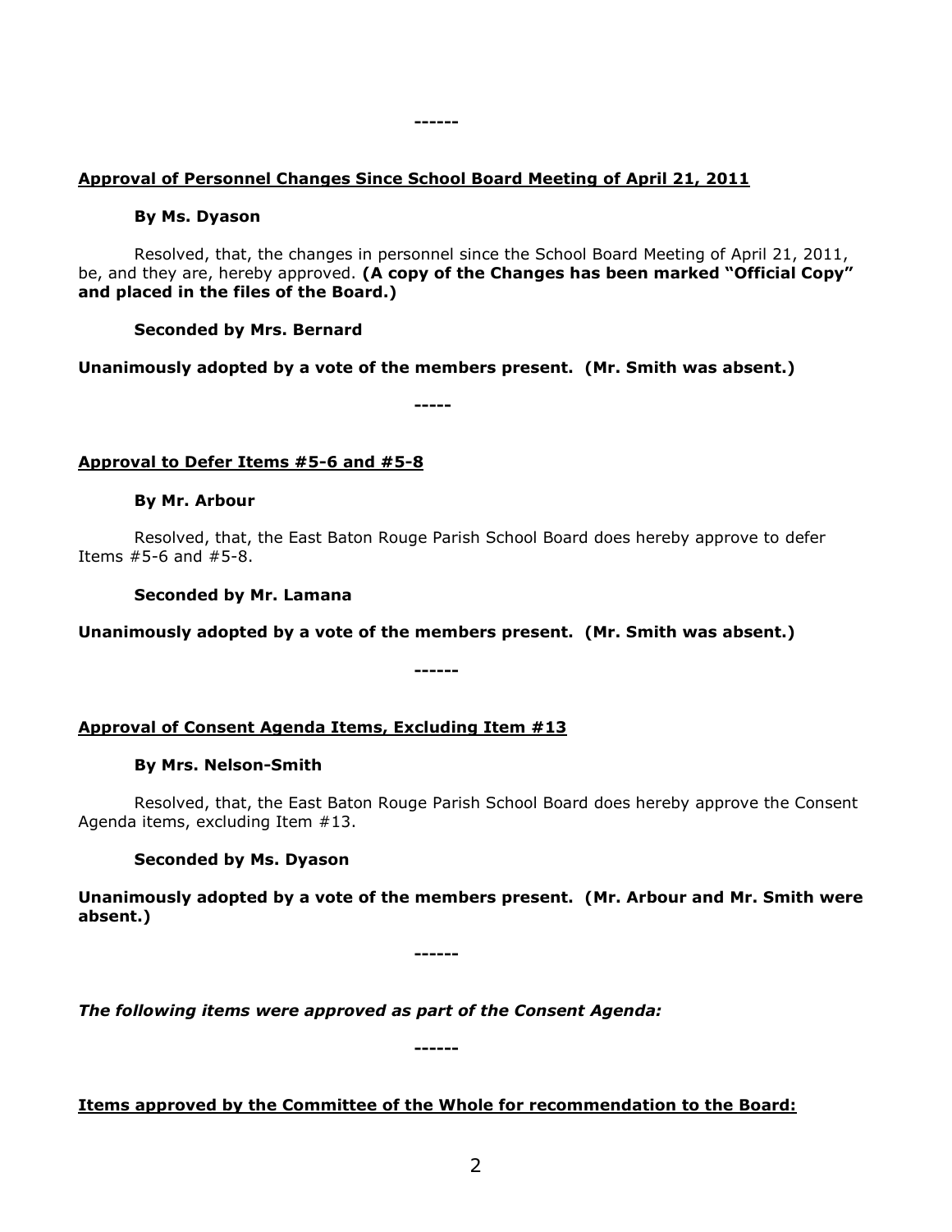------

**Approval of Personnel Changes Since School Board Meeting of April 21, 2011**

**By Ms. Dyason**

Resolved, that, the changes in personnel since the School Board Meeting of April 21, 2011, be, and they are, hereby approved. **(A copy of the Changes has been marked "Official Copy" and placed in the files of the Board.)**

**Seconded by Mrs. Bernard**

**Unanimously adopted by a vote of the members present. (Mr. Smith was absent.)**

-----

**Approval to Defer Items #5-6 and #5-8**

**By Mr. Arbour**

Resolved, that, the East Baton Rouge Parish School Board does hereby approve to defer Items #5-6 and #5-8.

**Seconded by Mr. Lamana**

**Unanimously adopted by a vote of the members present. (Mr. Smith was absent.)**

------

**Approval of Consent Agenda Items, Excluding Item #13**

**By Mrs. Nelson-Smith**

Resolved, that, the East Baton Rouge Parish School Board does hereby approve the Consent Agenda items, excluding Item #13.

**Seconded by Ms. Dyason**

**Unanimously adopted by a vote of the members present. (Mr. Arbour and Mr. Smith were absent.)**

------

***The following items were approved as part of the Consent Agenda:***

------

**Items approved by the Committee of the Whole for recommendation to the Board:**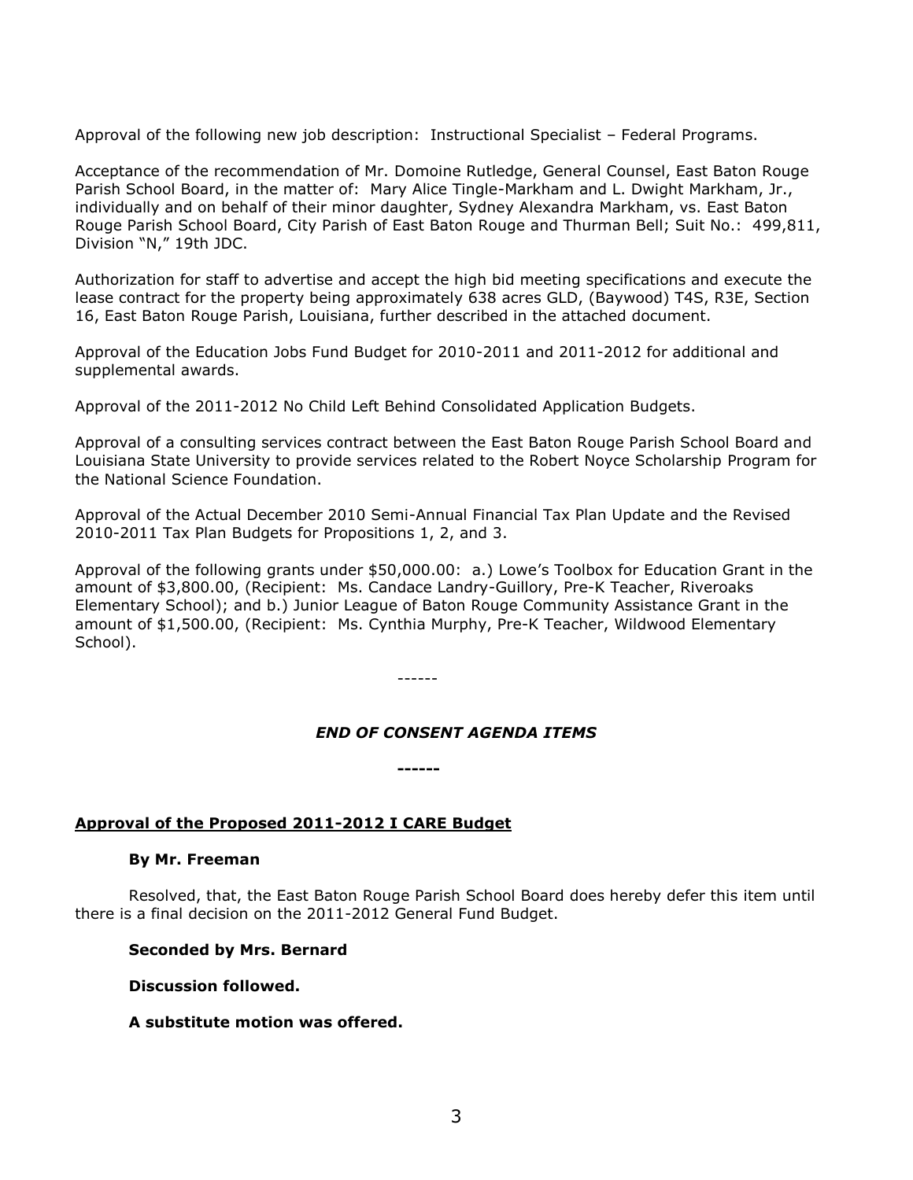Approval of the following new job description: Instructional Specialist – Federal Programs.

Acceptance of the recommendation of Mr. Domoine Rutledge, General Counsel, East Baton Rouge Parish School Board, in the matter of: Mary Alice Tingle-Markham and L. Dwight Markham, Jr., individually and on behalf of their minor daughter, Sydney Alexandra Markham, vs. East Baton Rouge Parish School Board, City Parish of East Baton Rouge and Thurman Bell; Suit No.: 499,811, Division "N," 19th JDC.

Authorization for staff to advertise and accept the high bid meeting specifications and execute the lease contract for the property being approximately 638 acres GLD, (Baywood) T4S, R3E, Section 16, East Baton Rouge Parish, Louisiana, further described in the attached document.

Approval of the Education Jobs Fund Budget for 2010-2011 and 2011-2012 for additional and supplemental awards.

Approval of the 2011-2012 No Child Left Behind Consolidated Application Budgets.

Approval of a consulting services contract between the East Baton Rouge Parish School Board and Louisiana State University to provide services related to the Robert Noyce Scholarship Program for the National Science Foundation.

Approval of the Actual December 2010 Semi-Annual Financial Tax Plan Update and the Revised 2010-2011 Tax Plan Budgets for Propositions 1, 2, and 3.

Approval of the following grants under $50,000.00: a.) Lowe's Toolbox for Education Grant in the amount of $3,800.00, (Recipient: Ms. Candace Landry-Guillory, Pre-K Teacher, Riveroaks Elementary School); and b.) Junior League of Baton Rouge Community Assistance Grant in the amount of $1,500.00, (Recipient: Ms. Cynthia Murphy, Pre-K Teacher, Wildwood Elementary School).

------

***END OF CONSENT AGENDA ITEMS***

**------**

**Approval of the Proposed 2011-2012 I CARE Budget**

**By Mr. Freeman**

Resolved, that, the East Baton Rouge Parish School Board does hereby defer this item until there is a final decision on the 2011-2012 General Fund Budget.

**Seconded by Mrs. Bernard**

**Discussion followed.**

**A substitute motion was offered.**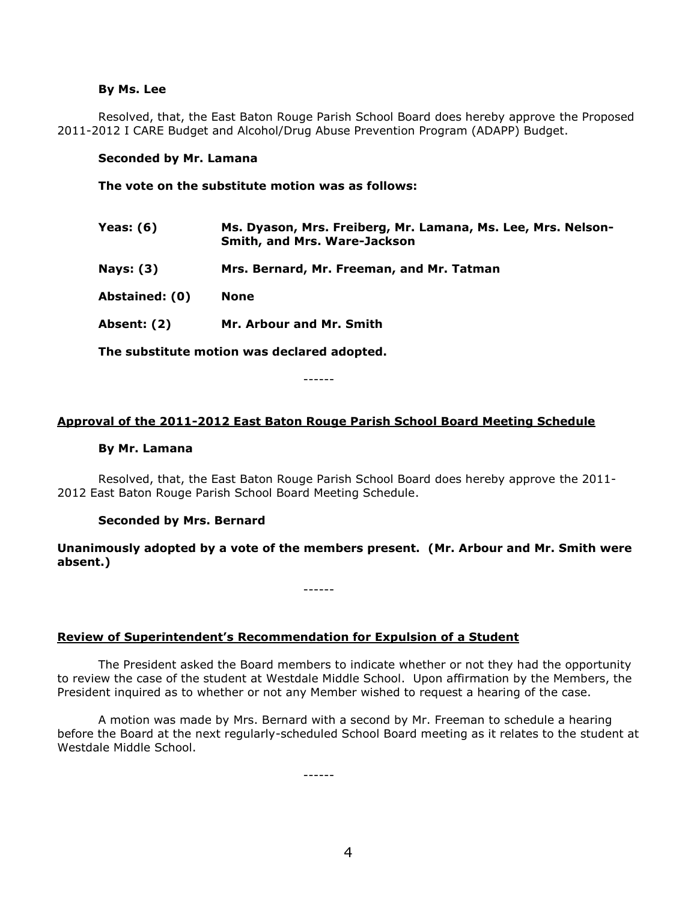**By Ms. Lee**

Resolved, that, the East Baton Rouge Parish School Board does hereby approve the Proposed 2011-2012 I CARE Budget and Alcohol/Drug Abuse Prevention Program (ADAPP) Budget.

**Seconded by Mr. Lamana**

**The vote on the substitute motion was as follows:**

| | |
|---|---|
| **Yeas: (6)** | **Ms. Dyason, Mrs. Freiberg, Mr. Lamana, Ms. Lee, Mrs. Nelson-Smith, and Mrs. Ware-Jackson** |
| **Nays: (3)** | **Mrs. Bernard, Mr. Freeman, and Mr. Tatman** |
| **Abstained: (0)** | **None** |
| **Absent: (2)** | **Mr. Arbour and Mr. Smith** |

**The substitute motion was declared adopted.**

------

## Approval of the 2011-2012 East Baton Rouge Parish School Board Meeting Schedule

**By Mr. Lamana**

Resolved, that, the East Baton Rouge Parish School Board does hereby approve the 2011-2012 East Baton Rouge Parish School Board Meeting Schedule.

**Seconded by Mrs. Bernard**

**Unanimously adopted by a vote of the members present. (Mr. Arbour and Mr. Smith were absent.)**

------

## Review of Superintendent's Recommendation for Expulsion of a Student

The President asked the Board members to indicate whether or not they had the opportunity to review the case of the student at Westdale Middle School. Upon affirmation by the Members, the President inquired as to whether or not any Member wished to request a hearing of the case.

A motion was made by Mrs. Bernard with a second by Mr. Freeman to schedule a hearing before the Board at the next regularly-scheduled School Board meeting as it relates to the student at Westdale Middle School.

------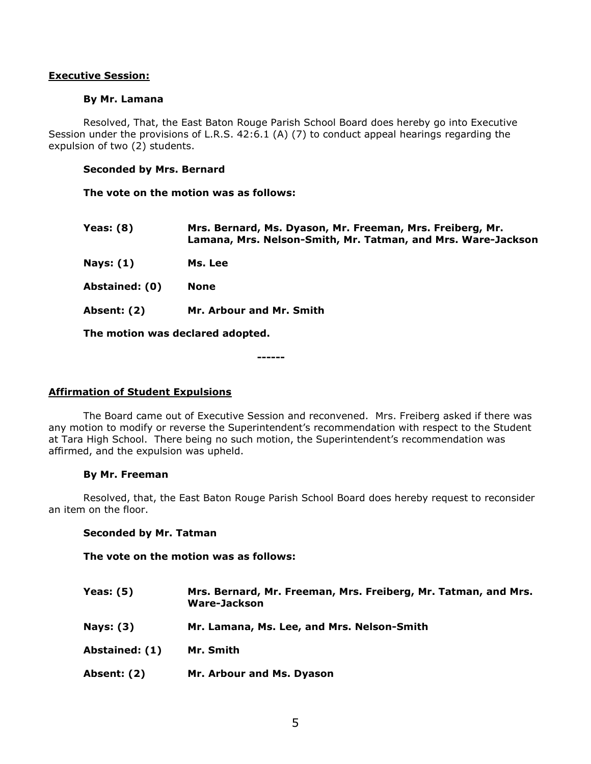**Executive Session:**

**By Mr. Lamana**

Resolved, That, the East Baton Rouge Parish School Board does hereby go into Executive Session under the provisions of L.R.S. 42:6.1 (A) (7) to conduct appeal hearings regarding the expulsion of two (2) students.

**Seconded by Mrs. Bernard**

**The vote on the motion was as follows:**

| | |
|---|---|
| **Yeas: (8)** | **Mrs. Bernard, Ms. Dyason, Mr. Freeman, Mrs. Freiberg, Mr. Lamana, Mrs. Nelson-Smith, Mr. Tatman, and Mrs. Ware-Jackson** |
| **Nays: (1)** | **Ms. Lee** |
| **Abstained: (0)** | **None** |
| **Absent: (2)** | **Mr. Arbour and Mr. Smith** |

**The motion was declared adopted.**

**------**

**Affirmation of Student Expulsions**

The Board came out of Executive Session and reconvened. Mrs. Freiberg asked if there was any motion to modify or reverse the Superintendent's recommendation with respect to the Student at Tara High School. There being no such motion, the Superintendent's recommendation was affirmed, and the expulsion was upheld.

**By Mr. Freeman**

Resolved, that, the East Baton Rouge Parish School Board does hereby request to reconsider an item on the floor.

**Seconded by Mr. Tatman**

**The vote on the motion was as follows:**

| | |
|---|---|
| **Yeas: (5)** | **Mrs. Bernard, Mr. Freeman, Mrs. Freiberg, Mr. Tatman, and Mrs. Ware-Jackson** |
| **Nays: (3)** | **Mr. Lamana, Ms. Lee, and Mrs. Nelson-Smith** |
| **Abstained: (1)** | **Mr. Smith** |
| **Absent: (2)** | **Mr. Arbour and Ms. Dyason** |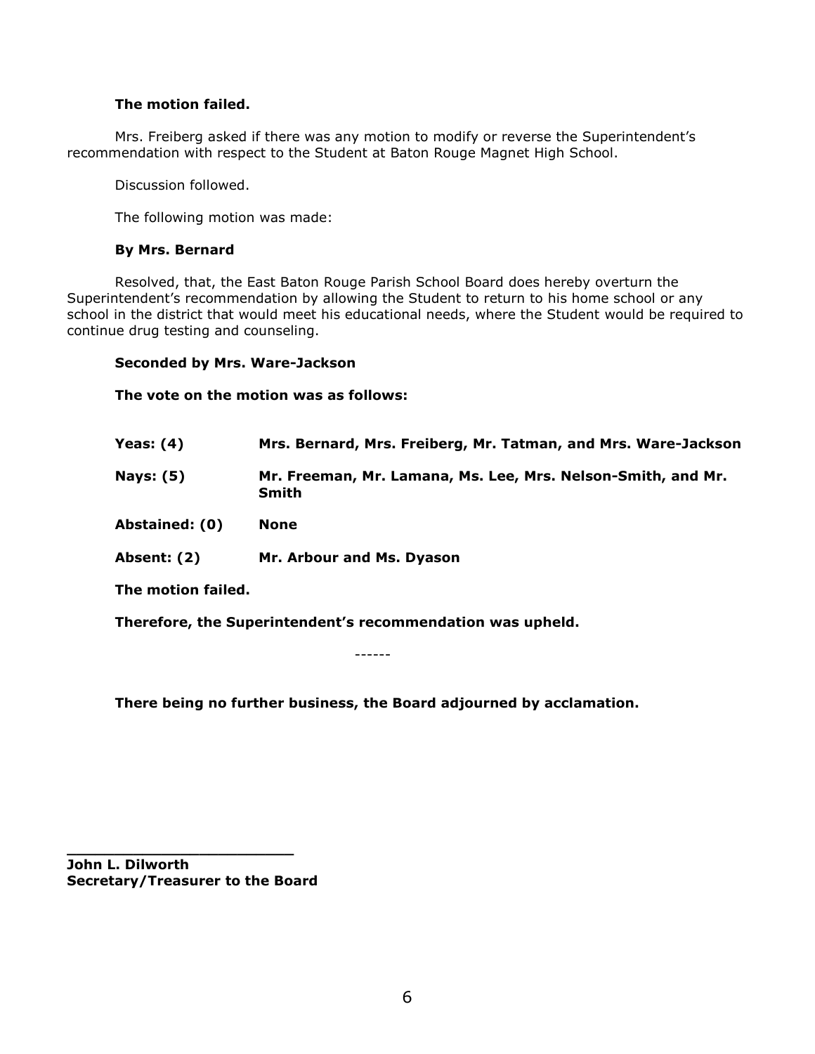**The motion failed.**

Mrs. Freiberg asked if there was any motion to modify or reverse the Superintendent's recommendation with respect to the Student at Baton Rouge Magnet High School.

Discussion followed.

The following motion was made:

**By Mrs. Bernard**

Resolved, that, the East Baton Rouge Parish School Board does hereby overturn the Superintendent's recommendation by allowing the Student to return to his home school or any school in the district that would meet his educational needs, where the Student would be required to continue drug testing and counseling.

**Seconded by Mrs. Ware-Jackson**

**The vote on the motion was as follows:**

| | |
|---|---|
| **Yeas: (4)** | **Mrs. Bernard, Mrs. Freiberg, Mr. Tatman, and Mrs. Ware-Jackson** |
| **Nays: (5)** | **Mr. Freeman, Mr. Lamana, Ms. Lee, Mrs. Nelson-Smith, and Mr. Smith** |
| **Abstained: (0)** | **None** |
| **Absent: (2)** | **Mr. Arbour and Ms. Dyason** |

**The motion failed.**

**Therefore, the Superintendent's recommendation was upheld.**

------

**There being no further business, the Board adjourned by acclamation.**

**John L. Dilworth**
**Secretary/Treasurer to the Board**